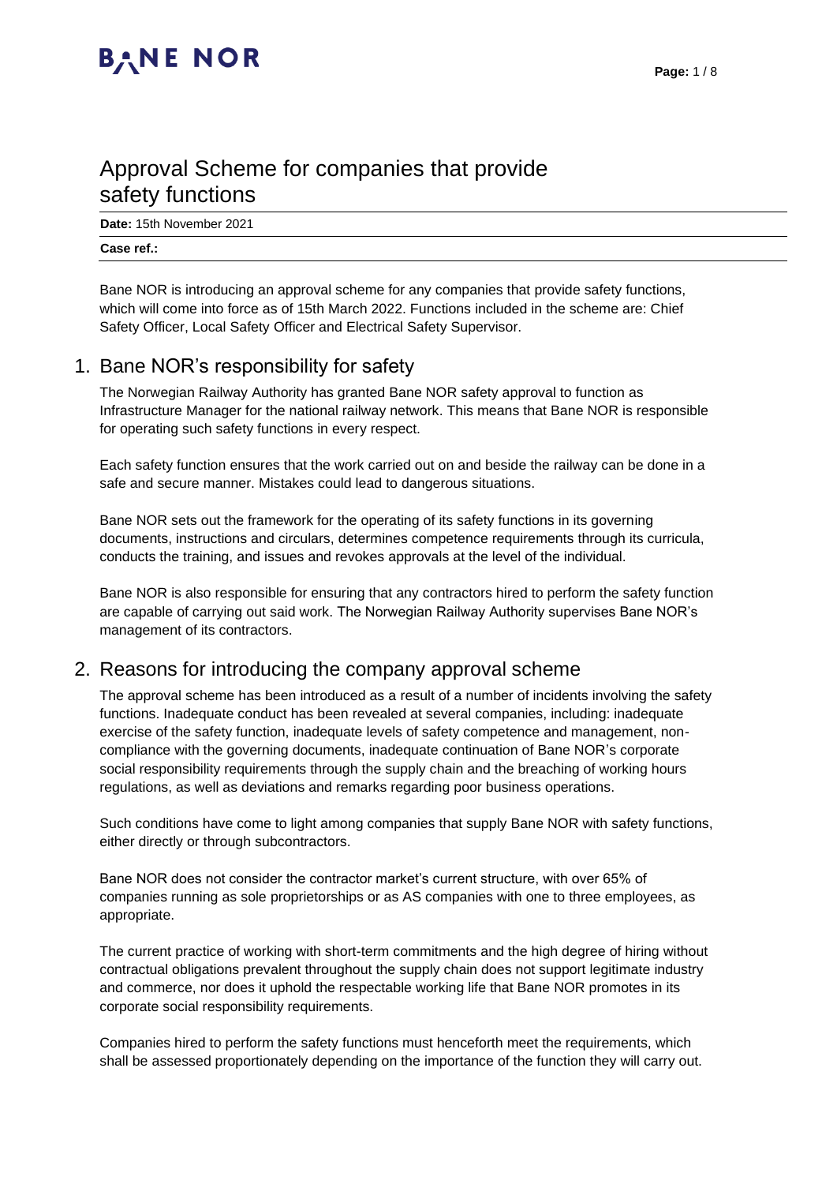# Approval Scheme for companies that provide safety functions

**Date:** 15th November 2021

**Case ref.:**

Bane NOR is introducing an approval scheme for any companies that provide safety functions, which will come into force as of 15th March 2022. Functions included in the scheme are: Chief Safety Officer, Local Safety Officer and Electrical Safety Supervisor.

## 1. Bane NOR's responsibility for safety

The Norwegian Railway Authority has granted Bane NOR safety approval to function as Infrastructure Manager for the national railway network. This means that Bane NOR is responsible for operating such safety functions in every respect.

Each safety function ensures that the work carried out on and beside the railway can be done in a safe and secure manner. Mistakes could lead to dangerous situations.

Bane NOR sets out the framework for the operating of its safety functions in its governing documents, instructions and circulars, determines competence requirements through its curricula, conducts the training, and issues and revokes approvals at the level of the individual.

Bane NOR is also responsible for ensuring that any contractors hired to perform the safety function are capable of carrying out said work. The Norwegian Railway Authority supervises Bane NOR's management of its contractors.

## 2. Reasons for introducing the company approval scheme

The approval scheme has been introduced as a result of a number of incidents involving the safety functions. Inadequate conduct has been revealed at several companies, including: inadequate exercise of the safety function, inadequate levels of safety competence and management, non-compliance with the governing documents, inadequate continuation of Bane NOR's corporate social responsibility requirements through the supply chain and the breaching of working hours regulations, as well as deviations and remarks regarding poor business operations.

Such conditions have come to light among companies that supply Bane NOR with safety functions, either directly or through subcontractors.

Bane NOR does not consider the contractor market's current structure, with over 65% of companies running as sole proprietorships or as AS companies with one to three employees, as appropriate.

The current practice of working with short-term commitments and the high degree of hiring without contractual obligations prevalent throughout the supply chain does not support legitimate industry and commerce, nor does it uphold the respectable working life that Bane NOR promotes in its corporate social responsibility requirements.

Companies hired to perform the safety functions must henceforth meet the requirements, which shall be assessed proportionately depending on the importance of the function they will carry out.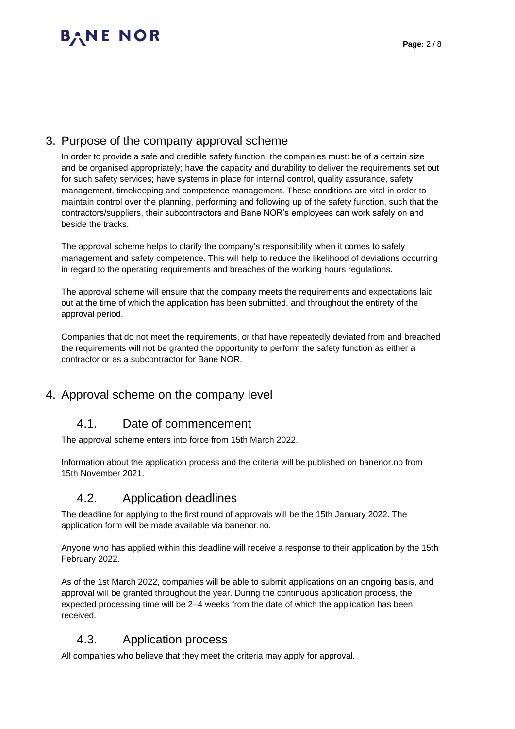## 3. Purpose of the company approval scheme

In order to provide a safe and credible safety function, the companies must: be of a certain size and be organised appropriately; have the capacity and durability to deliver the requirements set out for such safety services; have systems in place for internal control, quality assurance, safety management, timekeeping and competence management. These conditions are vital in order to maintain control over the planning, performing and following up of the safety function, such that the contractors/suppliers, their subcontractors and Bane NOR's employees can work safely on and beside the tracks.

The approval scheme helps to clarify the company's responsibility when it comes to safety management and safety competence. This will help to reduce the likelihood of deviations occurring in regard to the operating requirements and breaches of the working hours regulations.

The approval scheme will ensure that the company meets the requirements and expectations laid out at the time of which the application has been submitted, and throughout the entirety of the approval period.

Companies that do not meet the requirements, or that have repeatedly deviated from and breached the requirements will not be granted the opportunity to perform the safety function as either a contractor or as a subcontractor for Bane NOR.

## 4. Approval scheme on the company level

### 4.1. Date of commencement

The approval scheme enters into force from 15th March 2022.

Information about the application process and the criteria will be published on banenor.no from 15th November 2021.

### 4.2. Application deadlines

The deadline for applying to the first round of approvals will be the 15th January 2022. The application form will be made available via banenor.no.

Anyone who has applied within this deadline will receive a response to their application by the 15th February 2022.

As of the 1st March 2022, companies will be able to submit applications on an ongoing basis, and approval will be granted throughout the year. During the continuous application process, the expected processing time will be 2–4 weeks from the date of which the application has been received.

### 4.3. Application process

All companies who believe that they meet the criteria may apply for approval.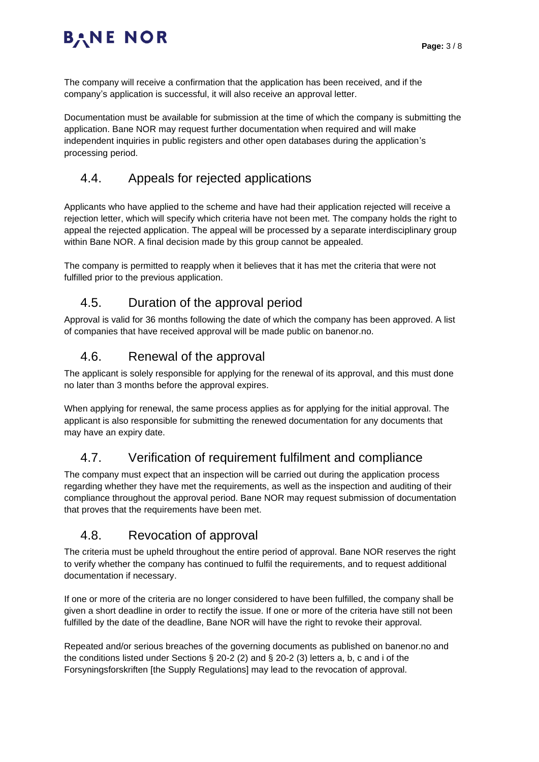The company will receive a confirmation that the application has been received, and if the company's application is successful, it will also receive an approval letter.

Documentation must be available for submission at the time of which the company is submitting the application. Bane NOR may request further documentation when required and will make independent inquiries in public registers and other open databases during the application's processing period.

## 4.4. Appeals for rejected applications

Applicants who have applied to the scheme and have had their application rejected will receive a rejection letter, which will specify which criteria have not been met. The company holds the right to appeal the rejected application. The appeal will be processed by a separate interdisciplinary group within Bane NOR. A final decision made by this group cannot be appealed.

The company is permitted to reapply when it believes that it has met the criteria that were not fulfilled prior to the previous application.

## 4.5. Duration of the approval period

Approval is valid for 36 months following the date of which the company has been approved. A list of companies that have received approval will be made public on banenor.no.

## 4.6. Renewal of the approval

The applicant is solely responsible for applying for the renewal of its approval, and this must done no later than 3 months before the approval expires.

When applying for renewal, the same process applies as for applying for the initial approval. The applicant is also responsible for submitting the renewed documentation for any documents that may have an expiry date.

## 4.7. Verification of requirement fulfilment and compliance

The company must expect that an inspection will be carried out during the application process regarding whether they have met the requirements, as well as the inspection and auditing of their compliance throughout the approval period. Bane NOR may request submission of documentation that proves that the requirements have been met.

## 4.8. Revocation of approval

The criteria must be upheld throughout the entire period of approval. Bane NOR reserves the right to verify whether the company has continued to fulfil the requirements, and to request additional documentation if necessary.

If one or more of the criteria are no longer considered to have been fulfilled, the company shall be given a short deadline in order to rectify the issue. If one or more of the criteria have still not been fulfilled by the date of the deadline, Bane NOR will have the right to revoke their approval.

Repeated and/or serious breaches of the governing documents as published on banenor.no and the conditions listed under Sections § 20-2 (2) and § 20-2 (3) letters a, b, c and i of the Forsyningsforskriften [the Supply Regulations] may lead to the revocation of approval.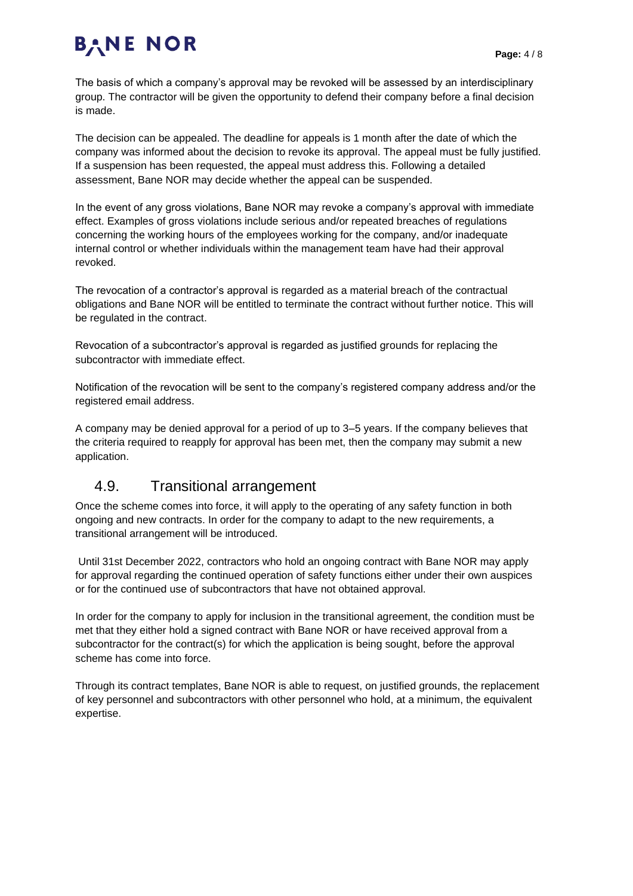The basis of which a company's approval may be revoked will be assessed by an interdisciplinary group. The contractor will be given the opportunity to defend their company before a final decision is made.

The decision can be appealed. The deadline for appeals is 1 month after the date of which the company was informed about the decision to revoke its approval. The appeal must be fully justified. If a suspension has been requested, the appeal must address this. Following a detailed assessment, Bane NOR may decide whether the appeal can be suspended.

In the event of any gross violations, Bane NOR may revoke a company's approval with immediate effect. Examples of gross violations include serious and/or repeated breaches of regulations concerning the working hours of the employees working for the company, and/or inadequate internal control or whether individuals within the management team have had their approval revoked.

The revocation of a contractor's approval is regarded as a material breach of the contractual obligations and Bane NOR will be entitled to terminate the contract without further notice. This will be regulated in the contract.

Revocation of a subcontractor's approval is regarded as justified grounds for replacing the subcontractor with immediate effect.

Notification of the revocation will be sent to the company's registered company address and/or the registered email address.

A company may be denied approval for a period of up to 3–5 years. If the company believes that the criteria required to reapply for approval has been met, then the company may submit a new application.

## 4.9. Transitional arrangement

Once the scheme comes into force, it will apply to the operating of any safety function in both ongoing and new contracts. In order for the company to adapt to the new requirements, a transitional arrangement will be introduced.

Until 31st December 2022, contractors who hold an ongoing contract with Bane NOR may apply for approval regarding the continued operation of safety functions either under their own auspices or for the continued use of subcontractors that have not obtained approval.

In order for the company to apply for inclusion in the transitional agreement, the condition must be met that they either hold a signed contract with Bane NOR or have received approval from a subcontractor for the contract(s) for which the application is being sought, before the approval scheme has come into force.

Through its contract templates, Bane NOR is able to request, on justified grounds, the replacement of key personnel and subcontractors with other personnel who hold, at a minimum, the equivalent expertise.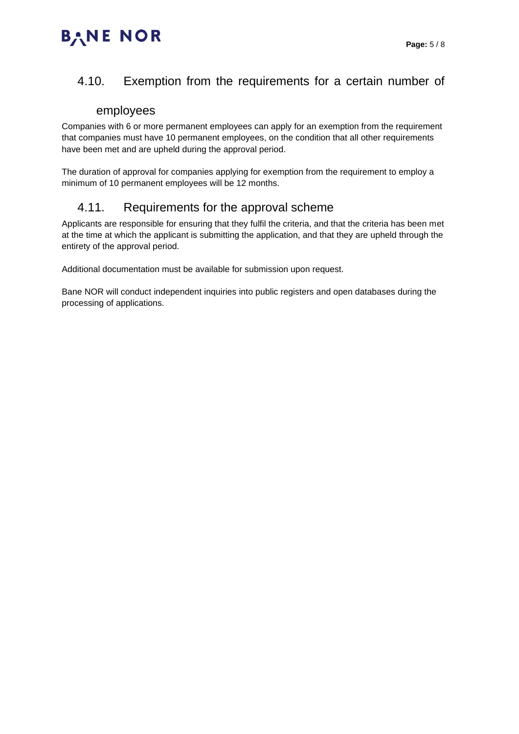## 4.10. Exemption from the requirements for a certain number of employees

Companies with 6 or more permanent employees can apply for an exemption from the requirement that companies must have 10 permanent employees, on the condition that all other requirements have been met and are upheld during the approval period.

The duration of approval for companies applying for exemption from the requirement to employ a minimum of 10 permanent employees will be 12 months.

## 4.11. Requirements for the approval scheme

Applicants are responsible for ensuring that they fulfil the criteria, and that the criteria has been met at the time at which the applicant is submitting the application, and that they are upheld through the entirety of the approval period.

Additional documentation must be available for submission upon request.

Bane NOR will conduct independent inquiries into public registers and open databases during the processing of applications.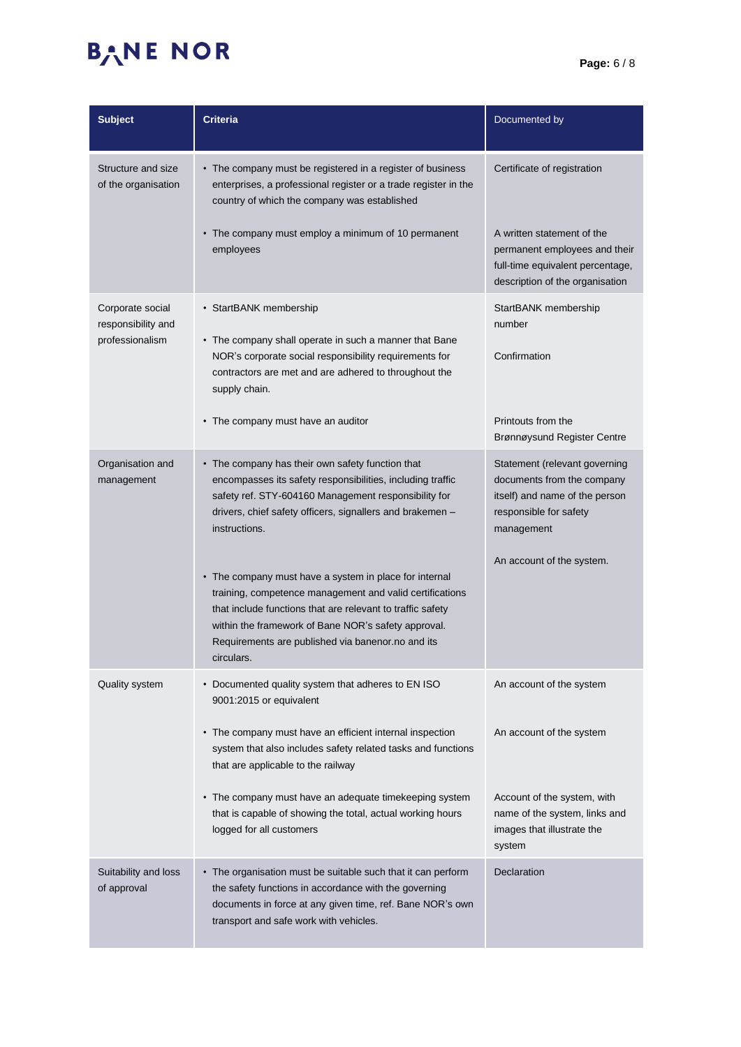| Subject | Criteria | Documented by |
|---|---|---|
| Structure and size of the organisation | • The company must be registered in a register of business enterprises, a professional register or a trade register in the country of which the company was established<br><br>• The company must employ a minimum of 10 permanent employees | Certificate of registration<br><br>A written statement of the permanent employees and their full-time equivalent percentage, description of the organisation |
| Corporate social responsibility and professionalism | • StartBANK membership<br><br>• The company shall operate in such a manner that Bane NOR's corporate social responsibility requirements for contractors are met and are adhered to throughout the supply chain.<br><br>• The company must have an auditor | StartBANK membership number<br><br>Confirmation<br><br>Printouts from the Brønnøysund Register Centre |
| Organisation and management | • The company has their own safety function that encompasses its safety responsibilities, including traffic safety ref. STY-604160 Management responsibility for drivers, chief safety officers, signallers and brakemen – instructions.<br><br>• The company must have a system in place for internal training, competence management and valid certifications that include functions that are relevant to traffic safety within the framework of Bane NOR's safety approval. Requirements are published via banenor.no and its circulars. | Statement (relevant governing documents from the company itself) and name of the person responsible for safety management<br><br>An account of the system. |
| Quality system | • Documented quality system that adheres to EN ISO 9001:2015 or equivalent<br><br>• The company must have an efficient internal inspection system that also includes safety related tasks and functions that are applicable to the railway<br><br>• The company must have an adequate timekeeping system that is capable of showing the total, actual working hours logged for all customers | An account of the system<br><br>An account of the system<br><br>Account of the system, with name of the system, links and images that illustrate the system |
| Suitability and loss of approval | • The organisation must be suitable such that it can perform the safety functions in accordance with the governing documents in force at any given time, ref. Bane NOR's own transport and safe work with vehicles. | Declaration |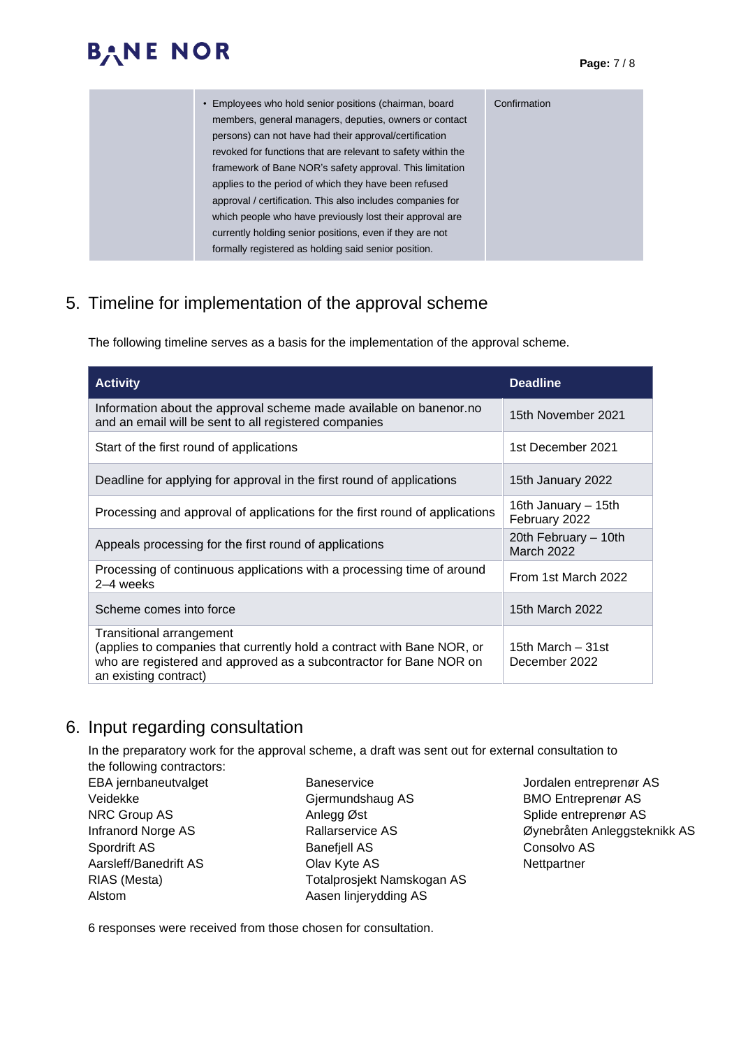| | • Employees who hold senior positions (chairman, board members, general managers, deputies, owners or contact persons) can not have had their approval/certification revoked for functions that are relevant to safety within the framework of Bane NOR's safety approval. This limitation applies to the period of which they have been refused approval / certification. This also includes companies for which people who have previously lost their approval are currently holding senior positions, even if they are not formally registered as holding said senior position. | Confirmation |
|---|---|---|

## 5. Timeline for implementation of the approval scheme

The following timeline serves as a basis for the implementation of the approval scheme.

| Activity | Deadline |
|---|---|
| Information about the approval scheme made available on banenor.no and an email will be sent to all registered companies | 15th November 2021 |
| Start of the first round of applications | 1st December 2021 |
| Deadline for applying for approval in the first round of applications | 15th January 2022 |
| Processing and approval of applications for the first round of applications | 16th January – 15th February 2022 |
| Appeals processing for the first round of applications | 20th February – 10th March 2022 |
| Processing of continuous applications with a processing time of around 2–4 weeks | From 1st March 2022 |
| Scheme comes into force | 15th March 2022 |
| Transitional arrangement (applies to companies that currently hold a contract with Bane NOR, or who are registered and approved as a subcontractor for Bane NOR on an existing contract) | 15th March – 31st December 2022 |

## 6. Input regarding consultation

In the preparatory work for the approval scheme, a draft was sent out for external consultation to the following contractors:

EBA jernbaneutvalget
Veidekke
NRC Group AS
Infranord Norge AS
Spordrift AS
Aarsleff/Banedrift AS
RIAS (Mesta)
Alstom
Baneservice
Gjermundshaug AS
Anlegg Øst
Rallarservice AS
Banefjell AS
Olav Kyte AS
Totalprosjekt Namskogan AS
Aasen linjerydding AS
Jordalen entreprenør AS
BMO Entreprenør AS
Splide entreprenør AS
Øynebråten Anleggsteknikk AS
Consolvo AS
Nettpartner

6 responses were received from those chosen for consultation.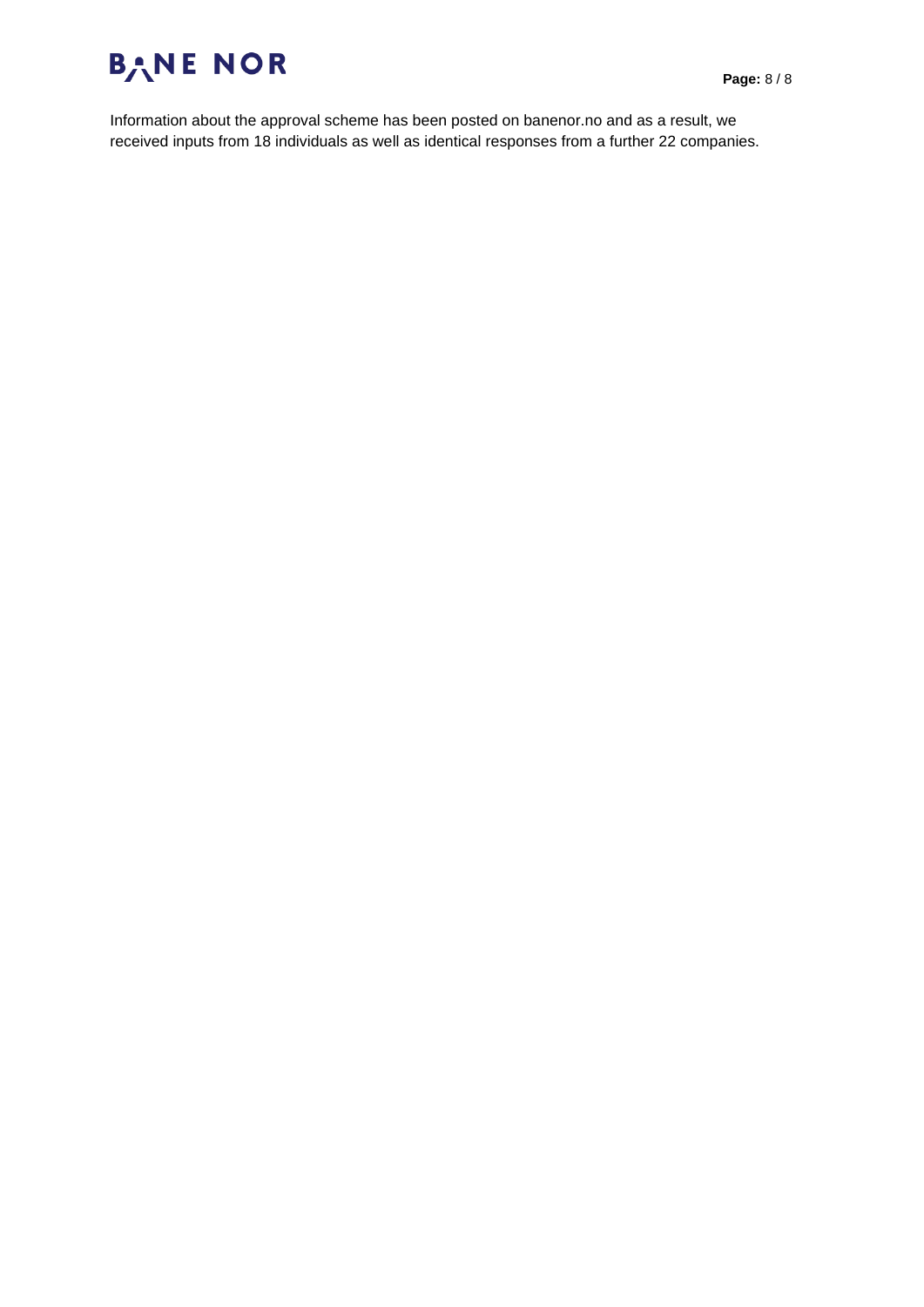Information about the approval scheme has been posted on banenor.no and as a result, we received inputs from 18 individuals as well as identical responses from a further 22 companies.